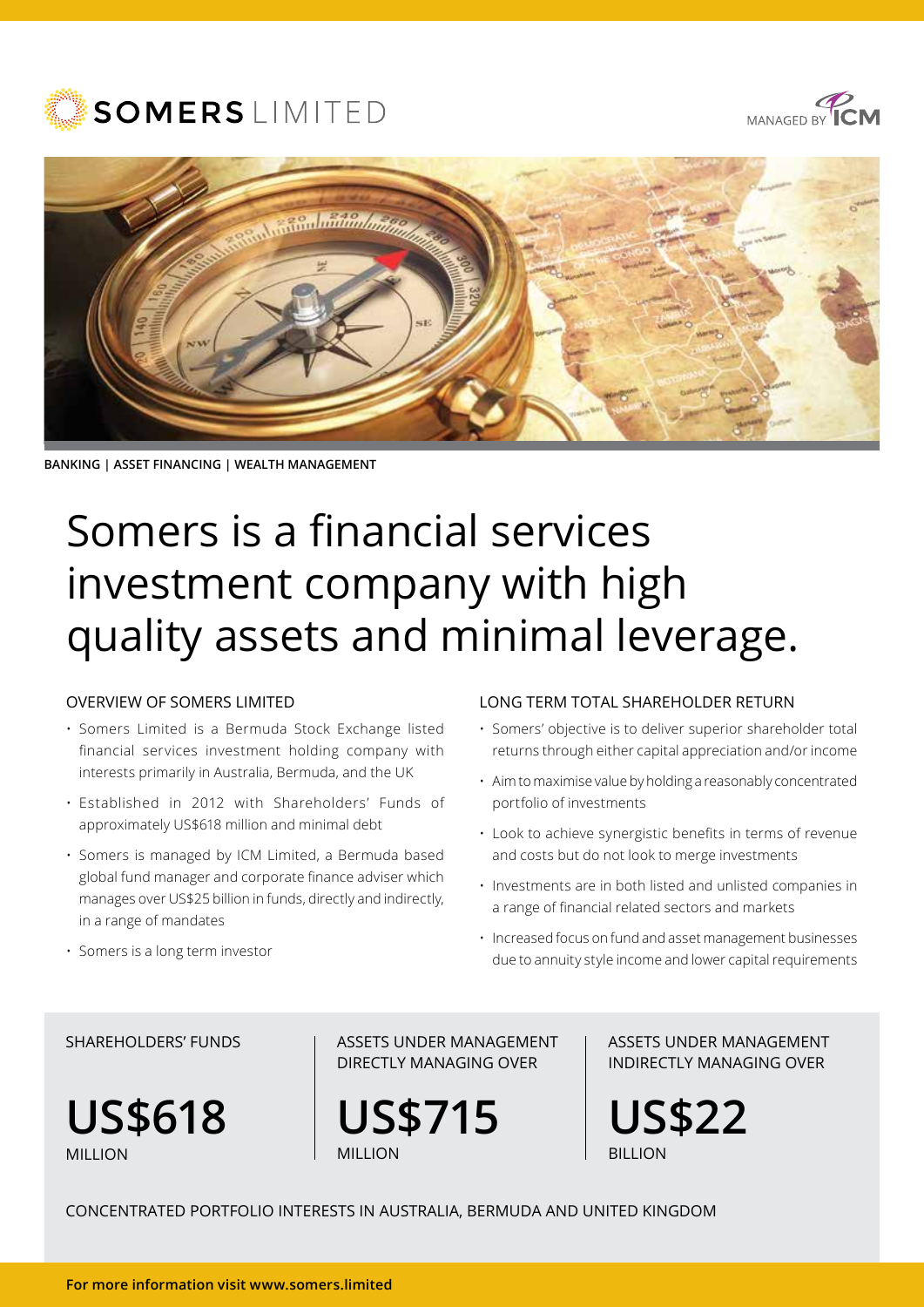# SOMERS LIMITED

MANAGED BY ICM

BANKING | ASSET FINANCING | WEALTH MANAGEMENT

# Somers is a financial services investment company with high quality assets and minimal leverage.

## OVERVIEW OF SOMERS LIMITED

- Somers Limited is a Bermuda Stock Exchange listed financial services investment holding company with interests primarily in Australia, Bermuda, and the UK
- Established in 2012 with Shareholders' Funds of approximately US$618 million and minimal debt
- Somers is managed by ICM Limited, a Bermuda based global fund manager and corporate finance adviser which manages over US$25 billion in funds, directly and indirectly, in a range of mandates
- Somers is a long term investor

## LONG TERM TOTAL SHAREHOLDER RETURN

- Somers' objective is to deliver superior shareholder total returns through either capital appreciation and/or income
- Aim to maximise value by holding a reasonably concentrated portfolio of investments
- Look to achieve synergistic benefits in terms of revenue and costs but do not look to merge investments
- Investments are in both listed and unlisted companies in a range of financial related sectors and markets
- Increased focus on fund and asset management businesses due to annuity style income and lower capital requirements

| SHAREHOLDERS' FUNDS | ASSETS UNDER MANAGEMENT DIRECTLY MANAGING OVER | ASSETS UNDER MANAGEMENT INDIRECTLY MANAGING OVER |
| --- | --- | --- |
| **US$618** MILLION | **US$715** MILLION | **US$22** BILLION |

CONCENTRATED PORTFOLIO INTERESTS IN AUSTRALIA, BERMUDA AND UNITED KINGDOM

**For more information visit www.somers.limited**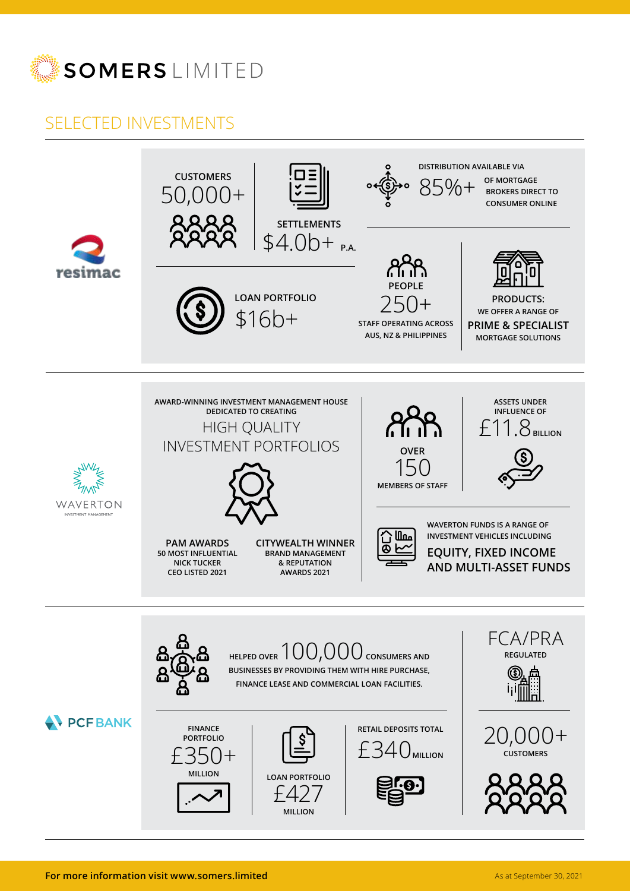# SOMERS LIMITED

## SELECTED INVESTMENTS

### resimac

**CUSTOMERS**
50,000+

**SETTLEMENTS**
$4.0b+ P.A.

**DISTRIBUTION AVAILABLE VIA**
85%+ OF MORTGAGE BROKERS DIRECT TO CONSUMER ONLINE

**LOAN PORTFOLIO**
$16b+

**PEOPLE**
250+
STAFF OPERATING ACROSS AUS, NZ & PHILIPPINES

**PRODUCTS:**
WE OFFER A RANGE OF
**PRIME & SPECIALIST**
MORTGAGE SOLUTIONS

### WAVERTON INVESTMENT MANAGEMENT

AWARD-WINNING INVESTMENT MANAGEMENT HOUSE DEDICATED TO CREATING
HIGH QUALITY INVESTMENT PORTFOLIOS

**OVER**
150
MEMBERS OF STAFF

ASSETS UNDER INFLUENCE OF
£11.8 BILLION

**PAM AWARDS**
50 MOST INFLUENTIAL NICK TUCKER CEO LISTED 2021

**CITYWEALTH WINNER**
BRAND MANAGEMENT & REPUTATION AWARDS 2021

WAVERTON FUNDS IS A RANGE OF INVESTMENT VEHICLES INCLUDING
**EQUITY, FIXED INCOME AND MULTI-ASSET FUNDS**

### PCF BANK

HELPED OVER 100,000 CONSUMERS AND BUSINESSES BY PROVIDING THEM WITH HIRE PURCHASE, FINANCE LEASE AND COMMERCIAL LOAN FACILITIES.

FCA/PRA
REGULATED

FINANCE PORTFOLIO
£350+
MILLION

LOAN PORTFOLIO
£427
MILLION

RETAIL DEPOSITS TOTAL
£340 MILLION

20,000+
CUSTOMERS

**For more information visit www.somers.limited**

As at September 30, 2021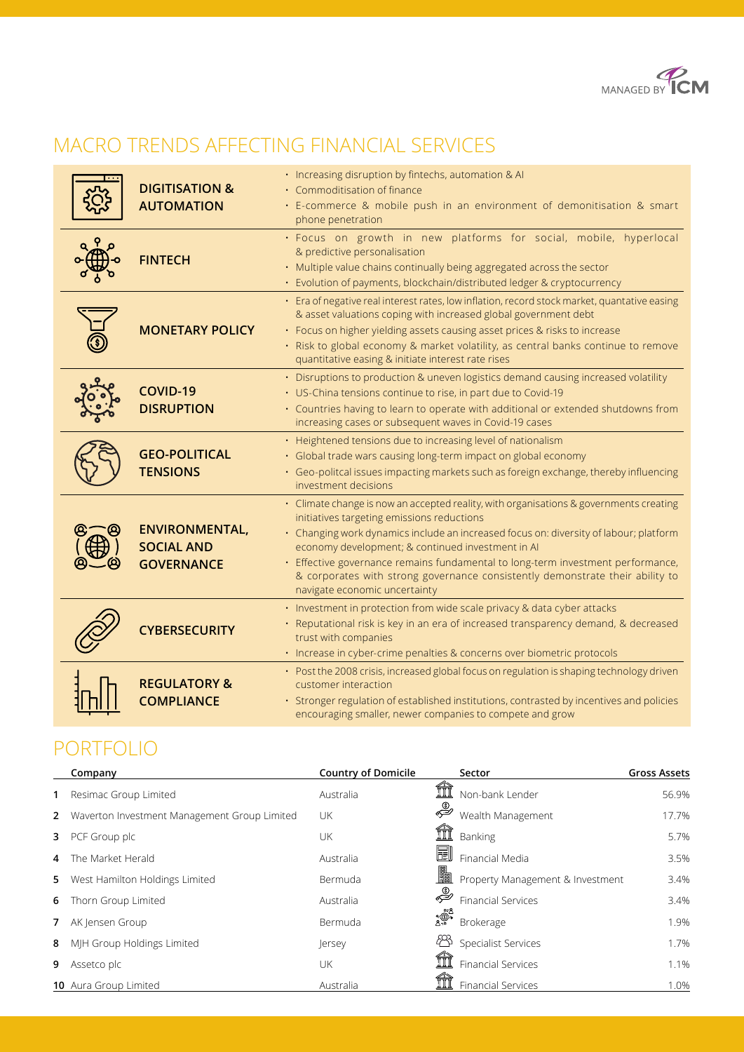## MACRO TRENDS AFFECTING FINANCIAL SERVICES

| Trend | Description |
| --- | --- |
| **DIGITISATION & AUTOMATION** | • Increasing disruption by fintechs, automation & AI<br>• Commoditisation of finance<br>• E-commerce & mobile push in an environment of demonitisation & smart phone penetration |
| **FINTECH** | • Focus on growth in new platforms for social, mobile, hyperlocal & predictive personalisation<br>• Multiple value chains continually being aggregated across the sector<br>• Evolution of payments, blockchain/distributed ledger & cryptocurrency |
| **MONETARY POLICY** | • Era of negative real interest rates, low inflation, record stock market, quantative easing & asset valuations coping with increased global government debt<br>• Focus on higher yielding assets causing asset prices & risks to increase<br>• Risk to global economy & market volatility, as central banks continue to remove quantitative easing & initiate interest rate rises |
| **COVID-19 DISRUPTION** | • Disruptions to production & uneven logistics demand causing increased volatility<br>• US-China tensions continue to rise, in part due to Covid-19<br>• Countries having to learn to operate with additional or extended shutdowns from increasing cases or subsequent waves in Covid-19 cases |
| **GEO-POLITICAL TENSIONS** | • Heightened tensions due to increasing level of nationalism<br>• Global trade wars causing long-term impact on global economy<br>• Geo-politcal issues impacting markets such as foreign exchange, thereby influencing investment decisions |
| **ENVIRONMENTAL, SOCIAL AND GOVERNANCE** | • Climate change is now an accepted reality, with organisations & governments creating initiatives targeting emissions reductions<br>• Changing work dynamics include an increased focus on: diversity of labour; platform economy development; & continued investment in AI<br>• Effective governance remains fundamental to long-term investment performance, & corporates with strong governance consistently demonstrate their ability to navigate economic uncertainty |
| **CYBERSECURITY** | • Investment in protection from wide scale privacy & data cyber attacks<br>• Reputational risk is key in an era of increased transparency demand, & decreased trust with companies<br>• Increase in cyber-crime penalties & concerns over biometric protocols |
| **REGULATORY & COMPLIANCE** | • Post the 2008 crisis, increased global focus on regulation is shaping technology driven customer interaction<br>• Stronger regulation of established institutions, contrasted by incentives and policies encouraging smaller, newer companies to compete and grow |

## PORTFOLIO

| | Company | Country of Domicile | Sector | Gross Assets |
| --- | --- | --- | --- | --- |
| 1 | Resimac Group Limited | Australia | Non-bank Lender | 56.9% |
| 2 | Waverton Investment Management Group Limited | UK | Wealth Management | 17.7% |
| 3 | PCF Group plc | UK | Banking | 5.7% |
| 4 | The Market Herald | Australia | Financial Media | 3.5% |
| 5 | West Hamilton Holdings Limited | Bermuda | Property Management & Investment | 3.4% |
| 6 | Thorn Group Limited | Australia | Financial Services | 3.4% |
| 7 | AK Jensen Group | Bermuda | Brokerage | 1.9% |
| 8 | MJH Group Holdings Limited | Jersey | Specialist Services | 1.7% |
| 9 | Assetco plc | UK | Financial Services | 1.1% |
| 10 | Aura Group Limited | Australia | Financial Services | 1.0% |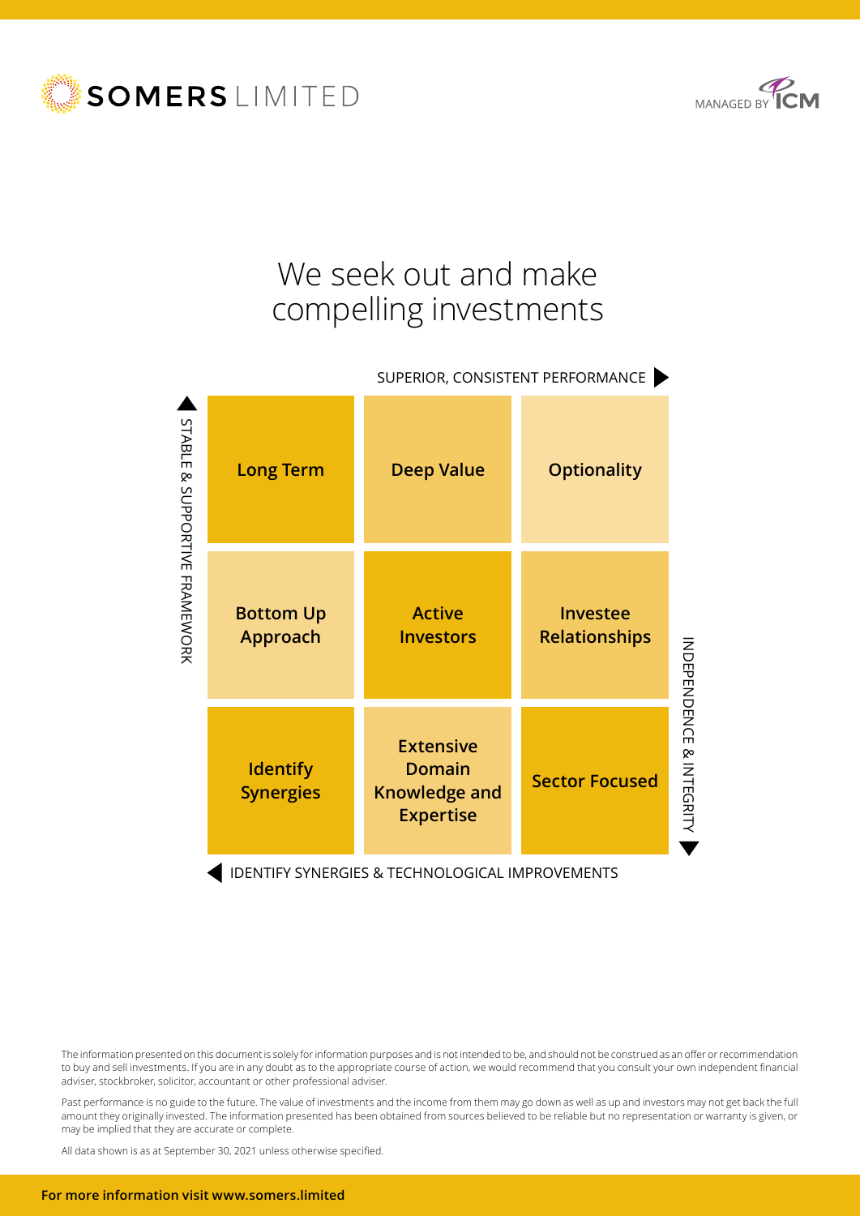# We seek out and make compelling investments

SUPERIOR, CONSISTENT PERFORMANCE

STABLE & SUPPORTIVE FRAMEWORK

INDEPENDENCE & INTEGRITY

IDENTIFY SYNERGIES & TECHNOLOGICAL IMPROVEMENTS

| | | |
|---|---|---|
| **Long Term** | **Deep Value** | **Optionality** |
| **Bottom Up Approach** | **Active Investors** | **Investee Relationships** |
| **Identify Synergies** | **Extensive Domain Knowledge and Expertise** | **Sector Focused** |

The information presented on this document is solely for information purposes and is not intended to be, and should not be construed as an offer or recommendation to buy and sell investments. If you are in any doubt as to the appropriate course of action, we would recommend that you consult your own independent financial adviser, stockbroker, solicitor, accountant or other professional adviser.

Past performance is no guide to the future. The value of investments and the income from them may go down as well as up and investors may not get back the full amount they originally invested. The information presented has been obtained from sources believed to be reliable but no representation or warranty is given, or may be implied that they are accurate or complete.

All data shown is as at September 30, 2021 unless otherwise specified.

**For more information visit www.somers.limited**